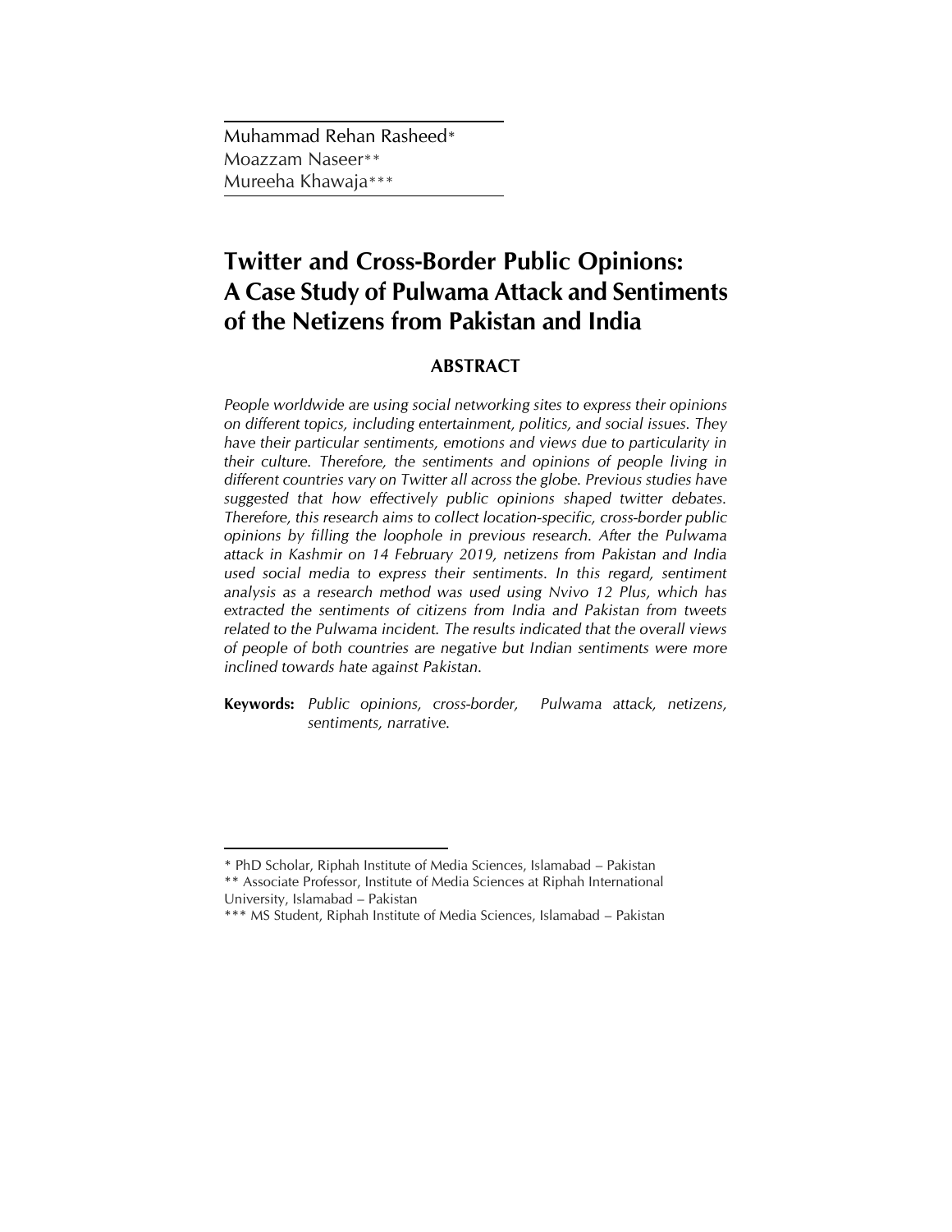Muhammad Rehan Rasheed*
Moazzam Naseer**
Mureeha Khawaja***

# Twitter and Cross-Border Public Opinions: A Case Study of Pulwama Attack and Sentiments of the Netizens from Pakistan and India

## ABSTRACT

*People worldwide are using social networking sites to express their opinions on different topics, including entertainment, politics, and social issues. They have their particular sentiments, emotions and views due to particularity in their culture. Therefore, the sentiments and opinions of people living in different countries vary on Twitter all across the globe. Previous studies have suggested that how effectively public opinions shaped twitter debates. Therefore, this research aims to collect location-specific, cross-border public opinions by filling the loophole in previous research. After the Pulwama attack in Kashmir on 14 February 2019, netizens from Pakistan and India used social media to express their sentiments. In this regard, sentiment analysis as a research method was used using Nvivo 12 Plus, which has extracted the sentiments of citizens from India and Pakistan from tweets related to the Pulwama incident. The results indicated that the overall views of people of both countries are negative but Indian sentiments were more inclined towards hate against Pakistan.*

**Keywords:** *Public opinions, cross-border, Pulwama attack, netizens, sentiments, narrative.*

---

\* PhD Scholar, Riphah Institute of Media Sciences, Islamabad – Pakistan

\*\* Associate Professor, Institute of Media Sciences at Riphah International University, Islamabad – Pakistan

\*\*\* MS Student, Riphah Institute of Media Sciences, Islamabad – Pakistan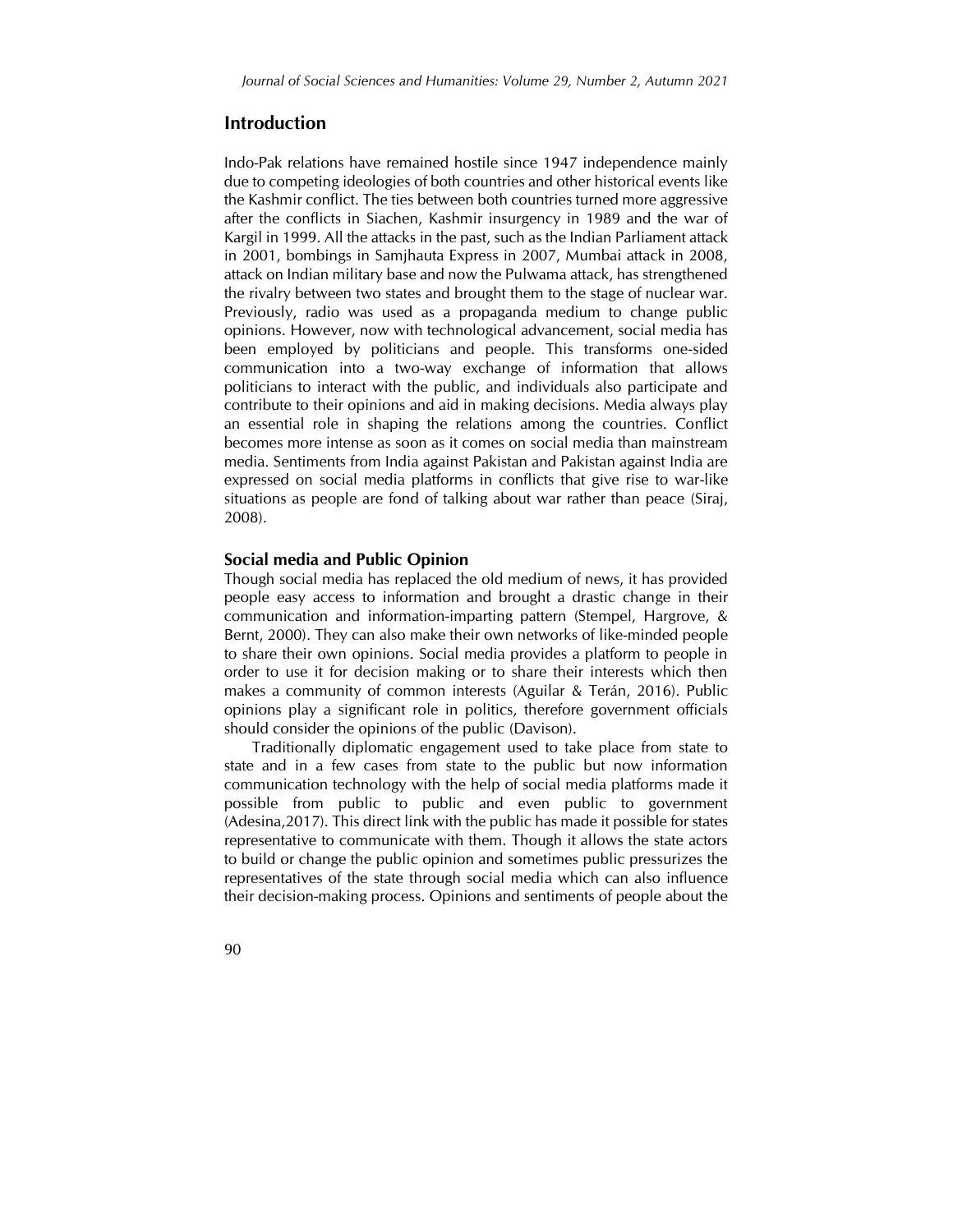## Introduction

Indo-Pak relations have remained hostile since 1947 independence mainly due to competing ideologies of both countries and other historical events like the Kashmir conflict. The ties between both countries turned more aggressive after the conflicts in Siachen, Kashmir insurgency in 1989 and the war of Kargil in 1999. All the attacks in the past, such as the Indian Parliament attack in 2001, bombings in Samjhauta Express in 2007, Mumbai attack in 2008, attack on Indian military base and now the Pulwama attack, has strengthened the rivalry between two states and brought them to the stage of nuclear war. Previously, radio was used as a propaganda medium to change public opinions. However, now with technological advancement, social media has been employed by politicians and people. This transforms one-sided communication into a two-way exchange of information that allows politicians to interact with the public, and individuals also participate and contribute to their opinions and aid in making decisions. Media always play an essential role in shaping the relations among the countries. Conflict becomes more intense as soon as it comes on social media than mainstream media. Sentiments from India against Pakistan and Pakistan against India are expressed on social media platforms in conflicts that give rise to war-like situations as people are fond of talking about war rather than peace (Siraj, 2008).

### Social media and Public Opinion

Though social media has replaced the old medium of news, it has provided people easy access to information and brought a drastic change in their communication and information-imparting pattern (Stempel, Hargrove, & Bernt, 2000). They can also make their own networks of like-minded people to share their own opinions. Social media provides a platform to people in order to use it for decision making or to share their interests which then makes a community of common interests (Aguilar & Terán, 2016). Public opinions play a significant role in politics, therefore government officials should consider the opinions of the public (Davison).

Traditionally diplomatic engagement used to take place from state to state and in a few cases from state to the public but now information communication technology with the help of social media platforms made it possible from public to public and even public to government (Adesina,2017). This direct link with the public has made it possible for states representative to communicate with them. Though it allows the state actors to build or change the public opinion and sometimes public pressurizes the representatives of the state through social media which can also influence their decision-making process. Opinions and sentiments of people about the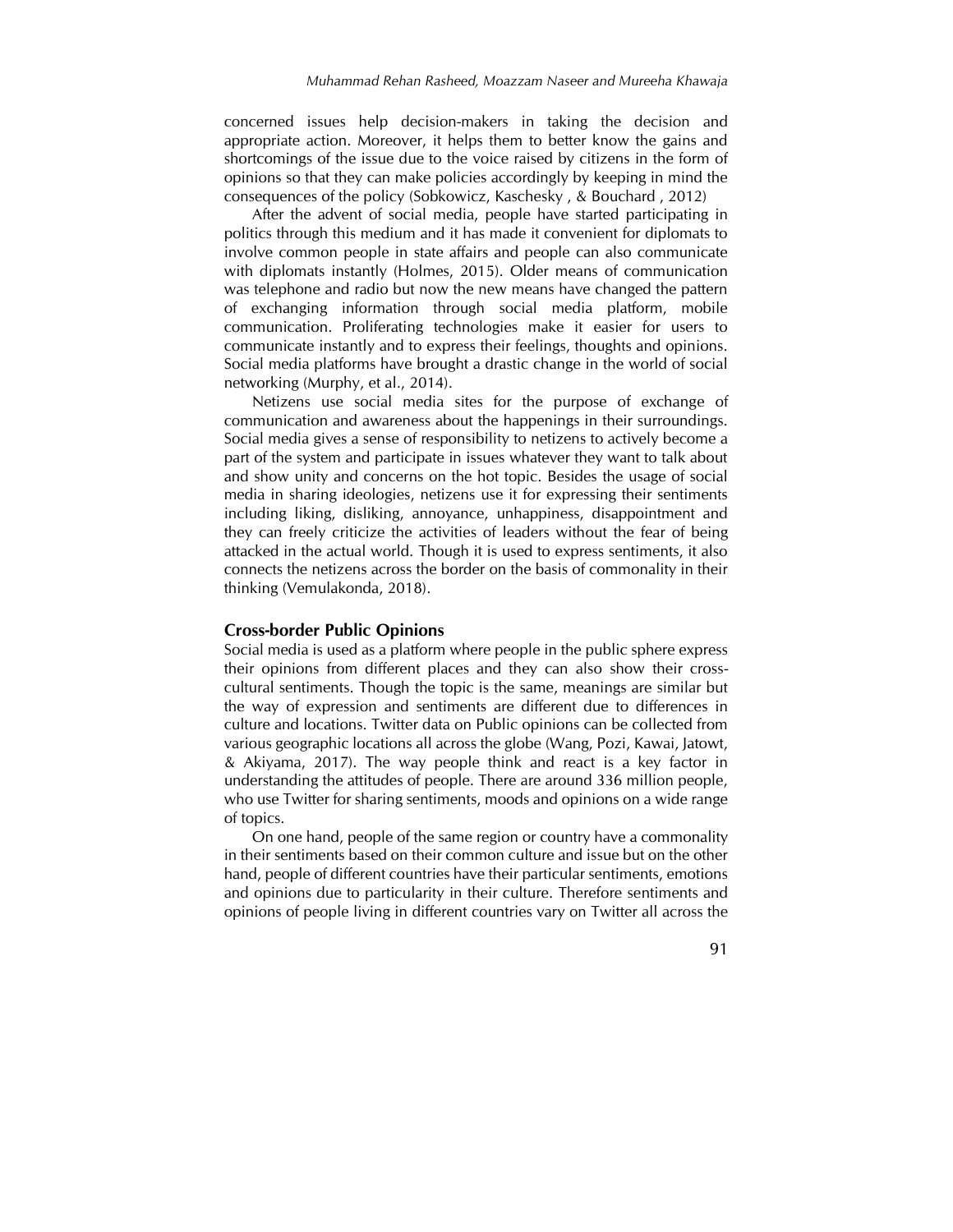concerned issues help decision-makers in taking the decision and appropriate action. Moreover, it helps them to better know the gains and shortcomings of the issue due to the voice raised by citizens in the form of opinions so that they can make policies accordingly by keeping in mind the consequences of the policy (Sobkowicz, Kaschesky , & Bouchard , 2012)

After the advent of social media, people have started participating in politics through this medium and it has made it convenient for diplomats to involve common people in state affairs and people can also communicate with diplomats instantly (Holmes, 2015). Older means of communication was telephone and radio but now the new means have changed the pattern of exchanging information through social media platform, mobile communication. Proliferating technologies make it easier for users to communicate instantly and to express their feelings, thoughts and opinions. Social media platforms have brought a drastic change in the world of social networking (Murphy, et al., 2014).

Netizens use social media sites for the purpose of exchange of communication and awareness about the happenings in their surroundings. Social media gives a sense of responsibility to netizens to actively become a part of the system and participate in issues whatever they want to talk about and show unity and concerns on the hot topic. Besides the usage of social media in sharing ideologies, netizens use it for expressing their sentiments including liking, disliking, annoyance, unhappiness, disappointment and they can freely criticize the activities of leaders without the fear of being attacked in the actual world. Though it is used to express sentiments, it also connects the netizens across the border on the basis of commonality in their thinking (Vemulakonda, 2018).

## Cross-border Public Opinions

Social media is used as a platform where people in the public sphere express their opinions from different places and they can also show their cross-cultural sentiments. Though the topic is the same, meanings are similar but the way of expression and sentiments are different due to differences in culture and locations. Twitter data on Public opinions can be collected from various geographic locations all across the globe (Wang, Pozi, Kawai, Jatowt, & Akiyama, 2017). The way people think and react is a key factor in understanding the attitudes of people. There are around 336 million people, who use Twitter for sharing sentiments, moods and opinions on a wide range of topics.

On one hand, people of the same region or country have a commonality in their sentiments based on their common culture and issue but on the other hand, people of different countries have their particular sentiments, emotions and opinions due to particularity in their culture. Therefore sentiments and opinions of people living in different countries vary on Twitter all across the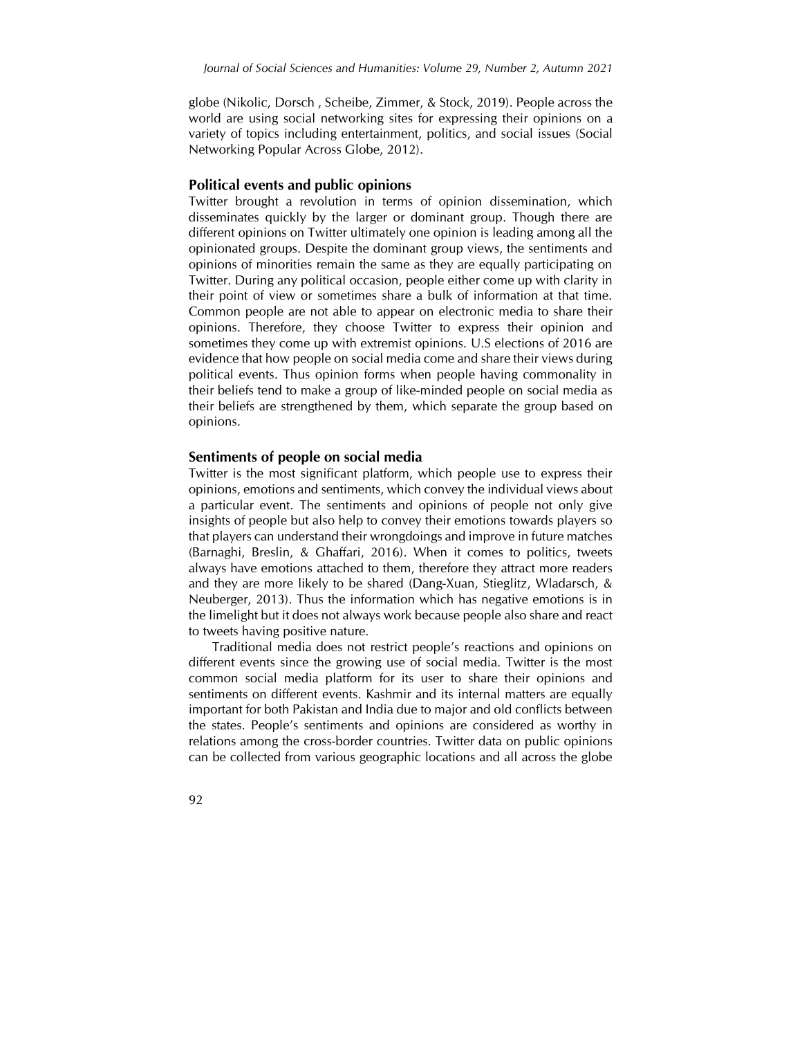globe (Nikolic, Dorsch , Scheibe, Zimmer, & Stock, 2019). People across the world are using social networking sites for expressing their opinions on a variety of topics including entertainment, politics, and social issues (Social Networking Popular Across Globe, 2012).

## Political events and public opinions

Twitter brought a revolution in terms of opinion dissemination, which disseminates quickly by the larger or dominant group. Though there are different opinions on Twitter ultimately one opinion is leading among all the opinionated groups. Despite the dominant group views, the sentiments and opinions of minorities remain the same as they are equally participating on Twitter. During any political occasion, people either come up with clarity in their point of view or sometimes share a bulk of information at that time. Common people are not able to appear on electronic media to share their opinions. Therefore, they choose Twitter to express their opinion and sometimes they come up with extremist opinions. U.S elections of 2016 are evidence that how people on social media come and share their views during political events. Thus opinion forms when people having commonality in their beliefs tend to make a group of like-minded people on social media as their beliefs are strengthened by them, which separate the group based on opinions.

## Sentiments of people on social media

Twitter is the most significant platform, which people use to express their opinions, emotions and sentiments, which convey the individual views about a particular event. The sentiments and opinions of people not only give insights of people but also help to convey their emotions towards players so that players can understand their wrongdoings and improve in future matches (Barnaghi, Breslin, & Ghaffari, 2016). When it comes to politics, tweets always have emotions attached to them, therefore they attract more readers and they are more likely to be shared (Dang-Xuan, Stieglitz, Wladarsch, & Neuberger, 2013). Thus the information which has negative emotions is in the limelight but it does not always work because people also share and react to tweets having positive nature.

Traditional media does not restrict people's reactions and opinions on different events since the growing use of social media. Twitter is the most common social media platform for its user to share their opinions and sentiments on different events. Kashmir and its internal matters are equally important for both Pakistan and India due to major and old conflicts between the states. People's sentiments and opinions are considered as worthy in relations among the cross-border countries. Twitter data on public opinions can be collected from various geographic locations and all across the globe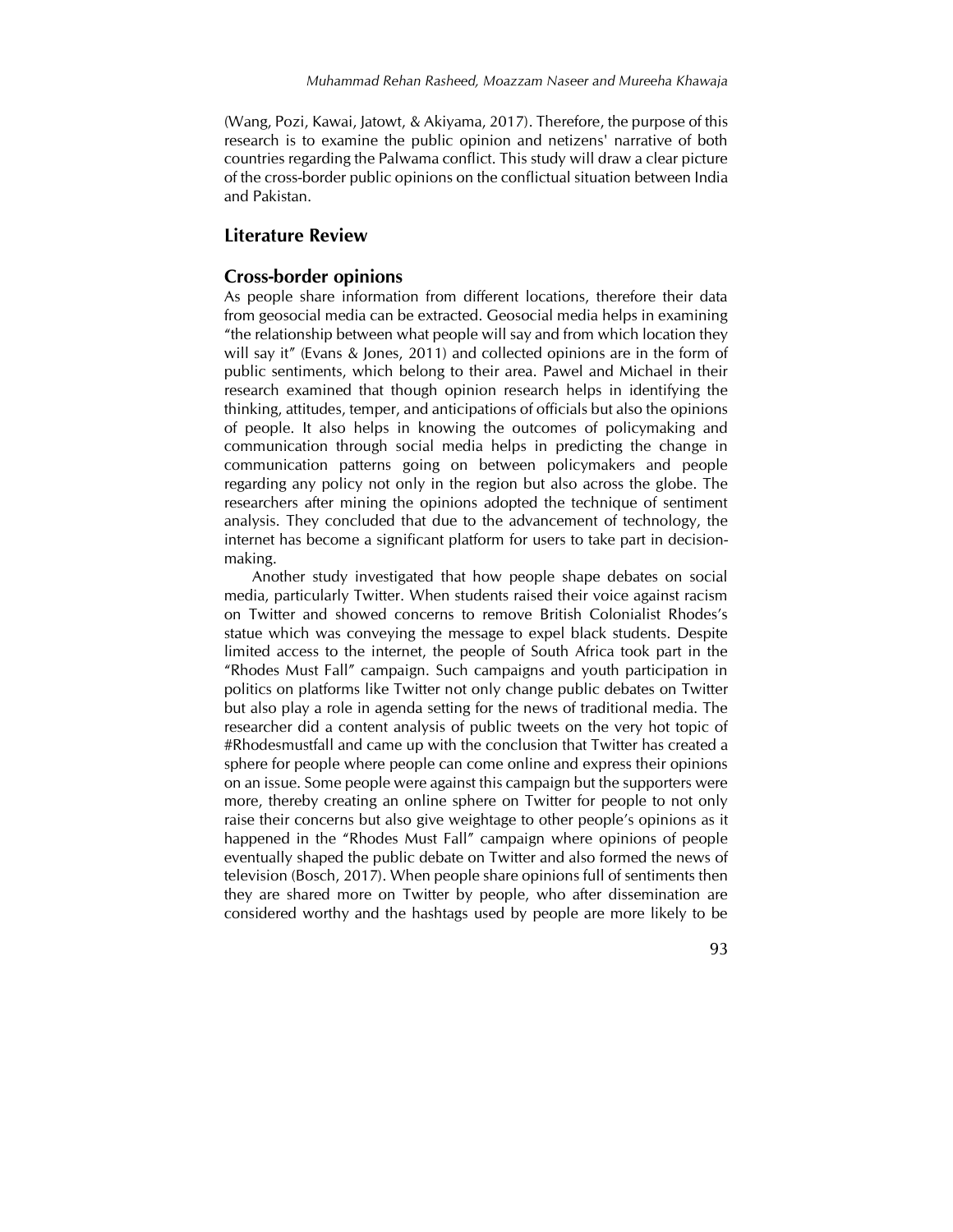(Wang, Pozi, Kawai, Jatowt, & Akiyama, 2017). Therefore, the purpose of this research is to examine the public opinion and netizens' narrative of both countries regarding the Palwama conflict. This study will draw a clear picture of the cross-border public opinions on the conflictual situation between India and Pakistan.

## Literature Review

### Cross-border opinions

As people share information from different locations, therefore their data from geosocial media can be extracted. Geosocial media helps in examining "the relationship between what people will say and from which location they will say it" (Evans & Jones, 2011) and collected opinions are in the form of public sentiments, which belong to their area. Pawel and Michael in their research examined that though opinion research helps in identifying the thinking, attitudes, temper, and anticipations of officials but also the opinions of people. It also helps in knowing the outcomes of policymaking and communication through social media helps in predicting the change in communication patterns going on between policymakers and people regarding any policy not only in the region but also across the globe. The researchers after mining the opinions adopted the technique of sentiment analysis. They concluded that due to the advancement of technology, the internet has become a significant platform for users to take part in decision-making.

Another study investigated that how people shape debates on social media, particularly Twitter. When students raised their voice against racism on Twitter and showed concerns to remove British Colonialist Rhodes's statue which was conveying the message to expel black students. Despite limited access to the internet, the people of South Africa took part in the "Rhodes Must Fall" campaign. Such campaigns and youth participation in politics on platforms like Twitter not only change public debates on Twitter but also play a role in agenda setting for the news of traditional media. The researcher did a content analysis of public tweets on the very hot topic of #Rhodesmustfall and came up with the conclusion that Twitter has created a sphere for people where people can come online and express their opinions on an issue. Some people were against this campaign but the supporters were more, thereby creating an online sphere on Twitter for people to not only raise their concerns but also give weightage to other people's opinions as it happened in the "Rhodes Must Fall" campaign where opinions of people eventually shaped the public debate on Twitter and also formed the news of television (Bosch, 2017). When people share opinions full of sentiments then they are shared more on Twitter by people, who after dissemination are considered worthy and the hashtags used by people are more likely to be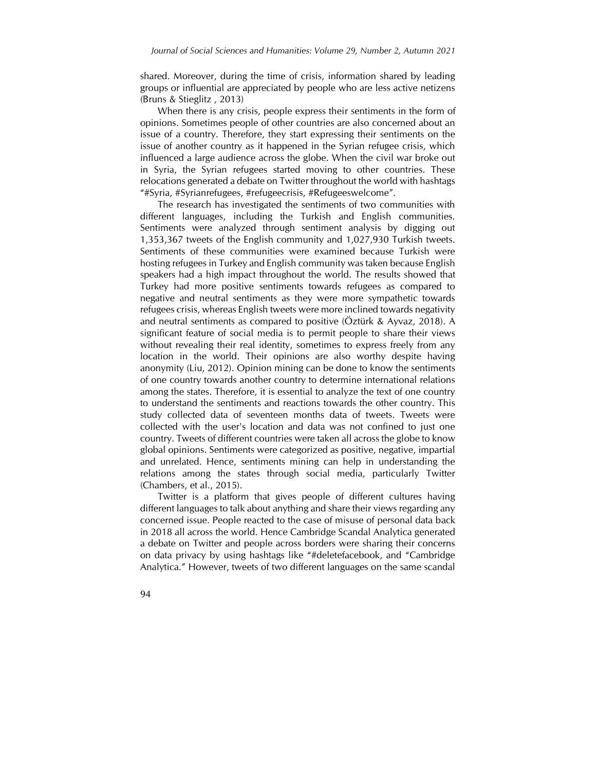shared. Moreover, during the time of crisis, information shared by leading groups or influential are appreciated by people who are less active netizens (Bruns & Stieglitz , 2013)

When there is any crisis, people express their sentiments in the form of opinions. Sometimes people of other countries are also concerned about an issue of a country. Therefore, they start expressing their sentiments on the issue of another country as it happened in the Syrian refugee crisis, which influenced a large audience across the globe. When the civil war broke out in Syria, the Syrian refugees started moving to other countries. These relocations generated a debate on Twitter throughout the world with hashtags "#Syria, #Syrianrefugees, #refugeecrisis, #Refugeeswelcome".

The research has investigated the sentiments of two communities with different languages, including the Turkish and English communities. Sentiments were analyzed through sentiment analysis by digging out 1,353,367 tweets of the English community and 1,027,930 Turkish tweets. Sentiments of these communities were examined because Turkish were hosting refugees in Turkey and English community was taken because English speakers had a high impact throughout the world. The results showed that Turkey had more positive sentiments towards refugees as compared to negative and neutral sentiments as they were more sympathetic towards refugees crisis, whereas English tweets were more inclined towards negativity and neutral sentiments as compared to positive (Öztürk & Ayvaz, 2018). A significant feature of social media is to permit people to share their views without revealing their real identity, sometimes to express freely from any location in the world. Their opinions are also worthy despite having anonymity (Liu, 2012). Opinion mining can be done to know the sentiments of one country towards another country to determine international relations among the states. Therefore, it is essential to analyze the text of one country to understand the sentiments and reactions towards the other country. This study collected data of seventeen months data of tweets. Tweets were collected with the user's location and data was not confined to just one country. Tweets of different countries were taken all across the globe to know global opinions. Sentiments were categorized as positive, negative, impartial and unrelated. Hence, sentiments mining can help in understanding the relations among the states through social media, particularly Twitter (Chambers, et al., 2015).

Twitter is a platform that gives people of different cultures having different languages to talk about anything and share their views regarding any concerned issue. People reacted to the case of misuse of personal data back in 2018 all across the world. Hence Cambridge Scandal Analytica generated a debate on Twitter and people across borders were sharing their concerns on data privacy by using hashtags like "#deletefacebook, and "Cambridge Analytica." However, tweets of two different languages on the same scandal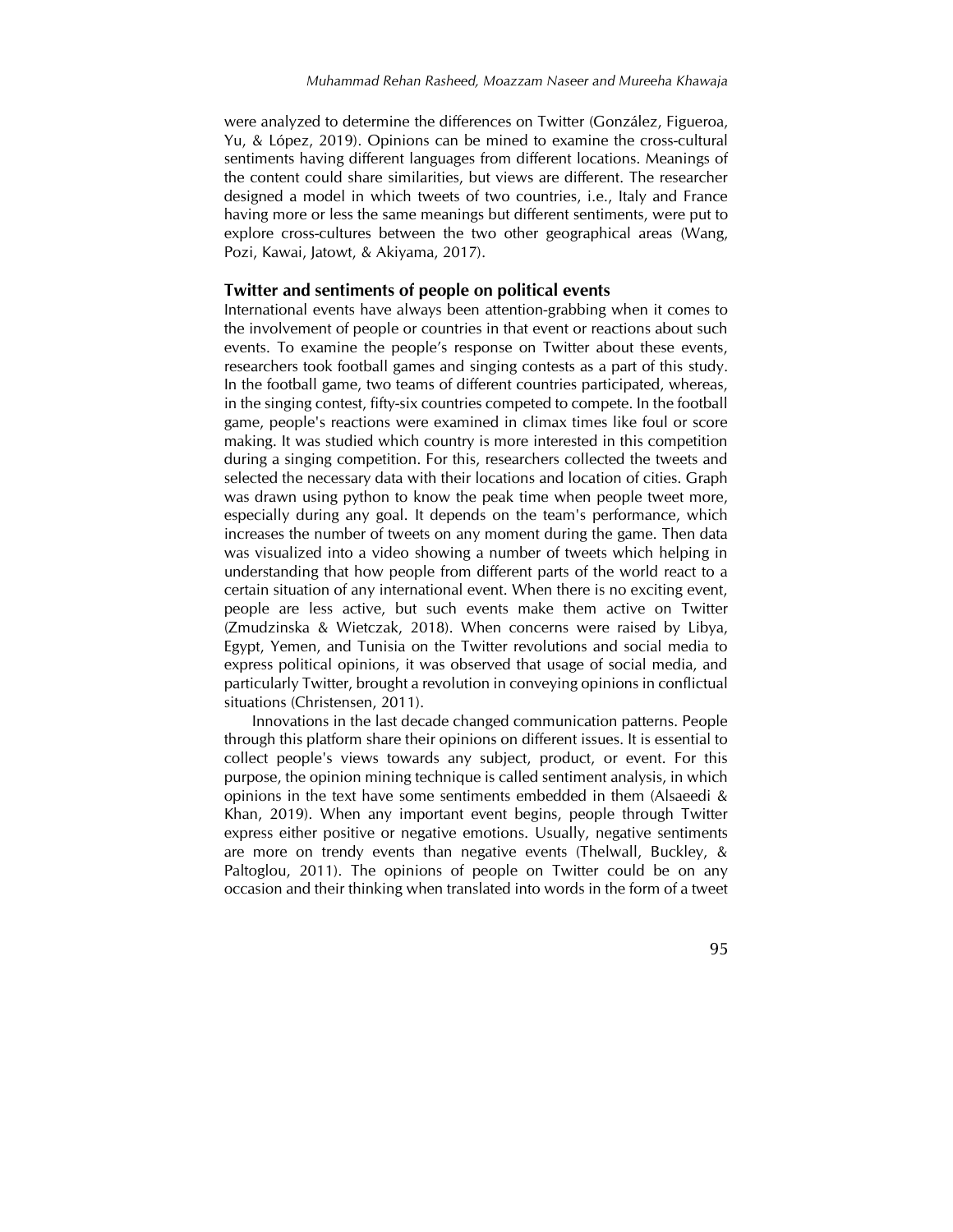were analyzed to determine the differences on Twitter (González, Figueroa, Yu, & López, 2019). Opinions can be mined to examine the cross-cultural sentiments having different languages from different locations. Meanings of the content could share similarities, but views are different. The researcher designed a model in which tweets of two countries, i.e., Italy and France having more or less the same meanings but different sentiments, were put to explore cross-cultures between the two other geographical areas (Wang, Pozi, Kawai, Jatowt, & Akiyama, 2017).

### Twitter and sentiments of people on political events

International events have always been attention-grabbing when it comes to the involvement of people or countries in that event or reactions about such events. To examine the people's response on Twitter about these events, researchers took football games and singing contests as a part of this study. In the football game, two teams of different countries participated, whereas, in the singing contest, fifty-six countries competed to compete. In the football game, people's reactions were examined in climax times like foul or score making. It was studied which country is more interested in this competition during a singing competition. For this, researchers collected the tweets and selected the necessary data with their locations and location of cities. Graph was drawn using python to know the peak time when people tweet more, especially during any goal. It depends on the team's performance, which increases the number of tweets on any moment during the game. Then data was visualized into a video showing a number of tweets which helping in understanding that how people from different parts of the world react to a certain situation of any international event. When there is no exciting event, people are less active, but such events make them active on Twitter (Zmudzinska & Wietczak, 2018). When concerns were raised by Libya, Egypt, Yemen, and Tunisia on the Twitter revolutions and social media to express political opinions, it was observed that usage of social media, and particularly Twitter, brought a revolution in conveying opinions in conflictual situations (Christensen, 2011).

Innovations in the last decade changed communication patterns. People through this platform share their opinions on different issues. It is essential to collect people's views towards any subject, product, or event. For this purpose, the opinion mining technique is called sentiment analysis, in which opinions in the text have some sentiments embedded in them (Alsaeedi & Khan, 2019). When any important event begins, people through Twitter express either positive or negative emotions. Usually, negative sentiments are more on trendy events than negative events (Thelwall, Buckley, & Paltoglou, 2011). The opinions of people on Twitter could be on any occasion and their thinking when translated into words in the form of a tweet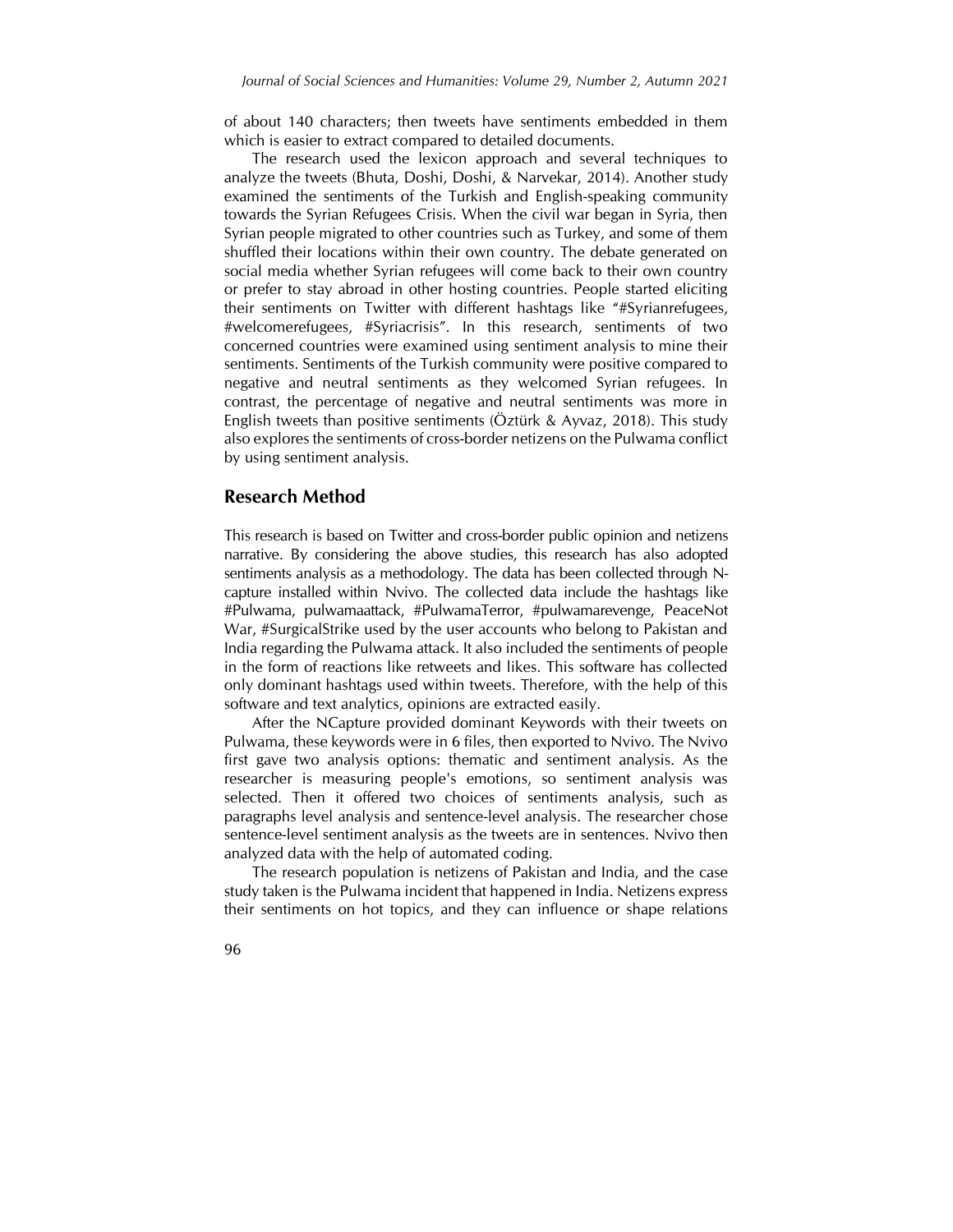of about 140 characters; then tweets have sentiments embedded in them which is easier to extract compared to detailed documents.

The research used the lexicon approach and several techniques to analyze the tweets (Bhuta, Doshi, Doshi, & Narvekar, 2014). Another study examined the sentiments of the Turkish and English-speaking community towards the Syrian Refugees Crisis. When the civil war began in Syria, then Syrian people migrated to other countries such as Turkey, and some of them shuffled their locations within their own country. The debate generated on social media whether Syrian refugees will come back to their own country or prefer to stay abroad in other hosting countries. People started eliciting their sentiments on Twitter with different hashtags like "#Syrianrefugees, #welcomerefugees, #Syriacrisis". In this research, sentiments of two concerned countries were examined using sentiment analysis to mine their sentiments. Sentiments of the Turkish community were positive compared to negative and neutral sentiments as they welcomed Syrian refugees. In contrast, the percentage of negative and neutral sentiments was more in English tweets than positive sentiments (Öztürk & Ayvaz, 2018). This study also explores the sentiments of cross-border netizens on the Pulwama conflict by using sentiment analysis.

## Research Method

This research is based on Twitter and cross-border public opinion and netizens narrative. By considering the above studies, this research has also adopted sentiments analysis as a methodology. The data has been collected through N-capture installed within Nvivo. The collected data include the hashtags like #Pulwama, pulwamaattack, #PulwamaTerror, #pulwamarevenge, PeaceNot War, #SurgicalStrike used by the user accounts who belong to Pakistan and India regarding the Pulwama attack. It also included the sentiments of people in the form of reactions like retweets and likes. This software has collected only dominant hashtags used within tweets. Therefore, with the help of this software and text analytics, opinions are extracted easily.

After the NCapture provided dominant Keywords with their tweets on Pulwama, these keywords were in 6 files, then exported to Nvivo. The Nvivo first gave two analysis options: thematic and sentiment analysis. As the researcher is measuring people's emotions, so sentiment analysis was selected. Then it offered two choices of sentiments analysis, such as paragraphs level analysis and sentence-level analysis. The researcher chose sentence-level sentiment analysis as the tweets are in sentences. Nvivo then analyzed data with the help of automated coding.

The research population is netizens of Pakistan and India, and the case study taken is the Pulwama incident that happened in India. Netizens express their sentiments on hot topics, and they can influence or shape relations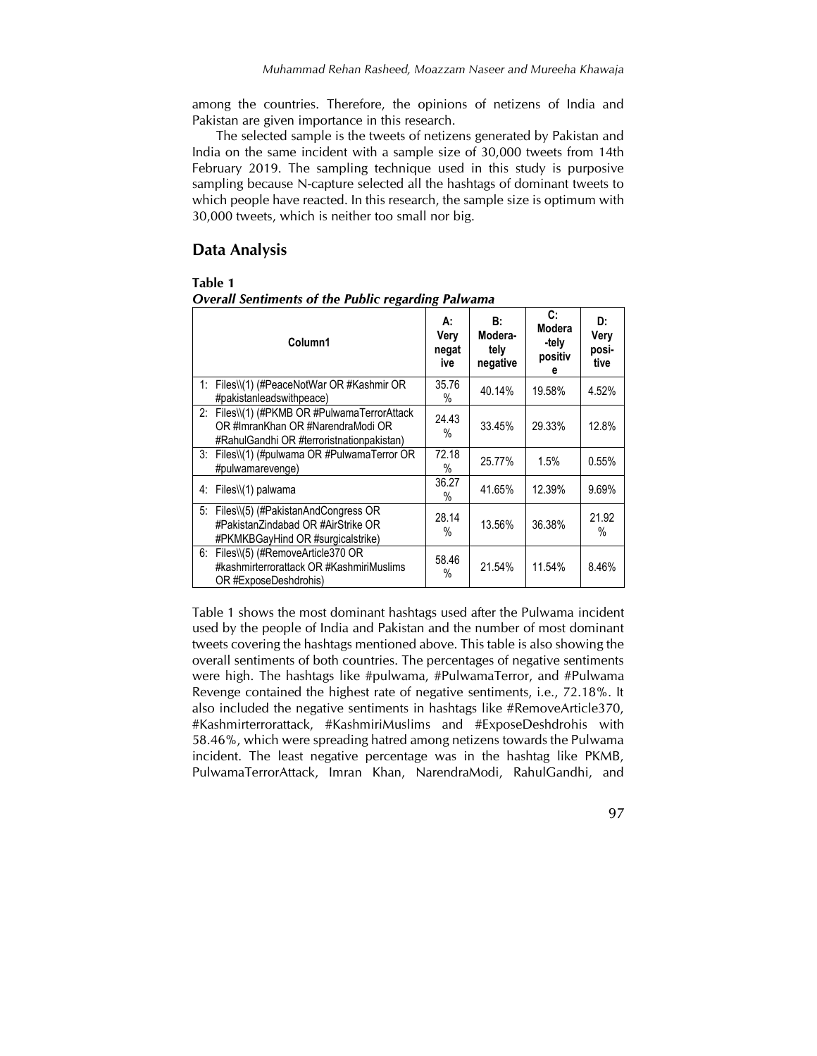among the countries. Therefore, the opinions of netizens of India and Pakistan are given importance in this research.

The selected sample is the tweets of netizens generated by Pakistan and India on the same incident with a sample size of 30,000 tweets from 14th February 2019. The sampling technique used in this study is purposive sampling because N-capture selected all the hashtags of dominant tweets to which people have reacted. In this research, the sample size is optimum with 30,000 tweets, which is neither too small nor big.

## Data Analysis

**Table 1**

***Overall Sentiments of the Public regarding Palwama***

| Column1 | A: Very negative | B: Moderately negative | C: Moderately positive | D: Very positive |
|---|---|---|---|---|
| 1: Files\\(1) (#PeaceNotWar OR #Kashmir OR #pakistanleadswithpeace) | 35.76 % | 40.14% | 19.58% | 4.52% |
| 2: Files\\(1) (#PKMB OR #PulwamaTerrorAttack OR #ImranKhan OR #NarendraModi OR #RahulGandhi OR #terroristnationpakistan) | 24.43 % | 33.45% | 29.33% | 12.8% |
| 3: Files\\(1) (#pulwama OR #PulwamaTerror OR #pulwamarevenge) | 72.18 % | 25.77% | 1.5% | 0.55% |
| 4: Files\\(1) palwama | 36.27 % | 41.65% | 12.39% | 9.69% |
| 5: Files\\(5) (#PakistanAndCongress OR #PakistanZindabad OR #AirStrike OR #PKMKBGayHind OR #surgicalstrike) | 28.14 % | 13.56% | 36.38% | 21.92 % |
| 6: Files\\(5) (#RemoveArticle370 OR #kashmirterrorattack OR #KashmiriMuslims OR #ExposeDeshdrohis) | 58.46 % | 21.54% | 11.54% | 8.46% |

Table 1 shows the most dominant hashtags used after the Pulwama incident used by the people of India and Pakistan and the number of most dominant tweets covering the hashtags mentioned above. This table is also showing the overall sentiments of both countries. The percentages of negative sentiments were high. The hashtags like #pulwama, #PulwamaTerror, and #Pulwama Revenge contained the highest rate of negative sentiments, i.e., 72.18%. It also included the negative sentiments in hashtags like #RemoveArticle370, #Kashmirterrorattack, #KashmiriMuslims and #ExposeDeshdrohis with 58.46%, which were spreading hatred among netizens towards the Pulwama incident. The least negative percentage was in the hashtag like PKMB, PulwamaTerrorAttack, Imran Khan, NarendraModi, RahulGandhi, and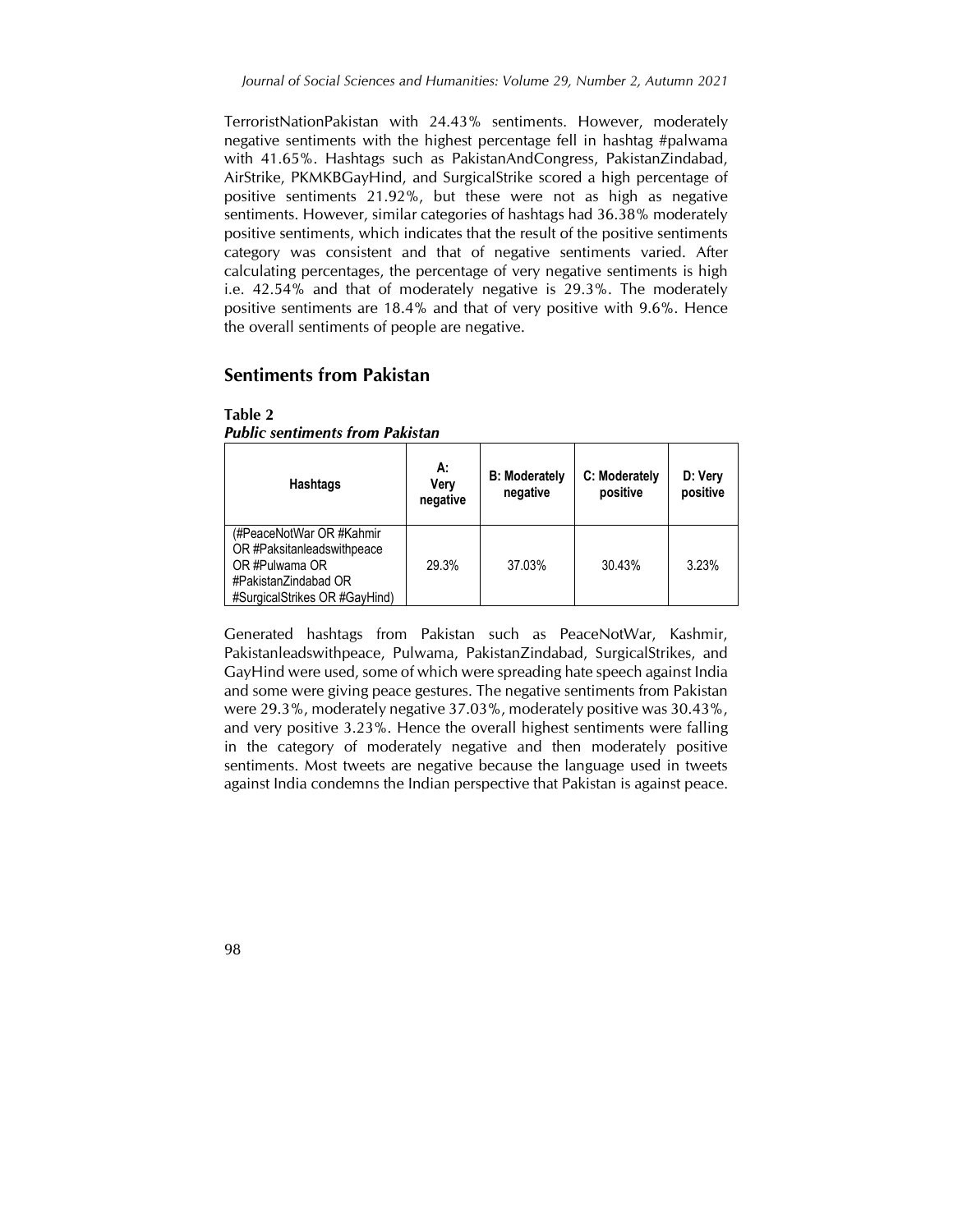TerroristNationPakistan with 24.43% sentiments. However, moderately negative sentiments with the highest percentage fell in hashtag #palwama with 41.65%. Hashtags such as PakistanAndCongress, PakistanZindabad, AirStrike, PKMKBGayHind, and SurgicalStrike scored a high percentage of positive sentiments 21.92%, but these were not as high as negative sentiments. However, similar categories of hashtags had 36.38% moderately positive sentiments, which indicates that the result of the positive sentiments category was consistent and that of negative sentiments varied. After calculating percentages, the percentage of very negative sentiments is high i.e. 42.54% and that of moderately negative is 29.3%. The moderately positive sentiments are 18.4% and that of very positive with 9.6%. Hence the overall sentiments of people are negative.

## Sentiments from Pakistan

**Table 2**
***Public sentiments from Pakistan***

| Hashtags | A: Very negative | B: Moderately negative | C: Moderately positive | D: Very positive |
|---|---|---|---|---|
| (#PeaceNotWar OR #Kahmir OR #Paksitanleadswithpeace OR #Pulwama OR #PakistanZindabad OR #SurgicalStrikes OR #GayHind) | 29.3% | 37.03% | 30.43% | 3.23% |

Generated hashtags from Pakistan such as PeaceNotWar, Kashmir, Pakistanleadswithpeace, Pulwama, PakistanZindabad, SurgicalStrikes, and GayHind were used, some of which were spreading hate speech against India and some were giving peace gestures. The negative sentiments from Pakistan were 29.3%, moderately negative 37.03%, moderately positive was 30.43%, and very positive 3.23%. Hence the overall highest sentiments were falling in the category of moderately negative and then moderately positive sentiments. Most tweets are negative because the language used in tweets against India condemns the Indian perspective that Pakistan is against peace.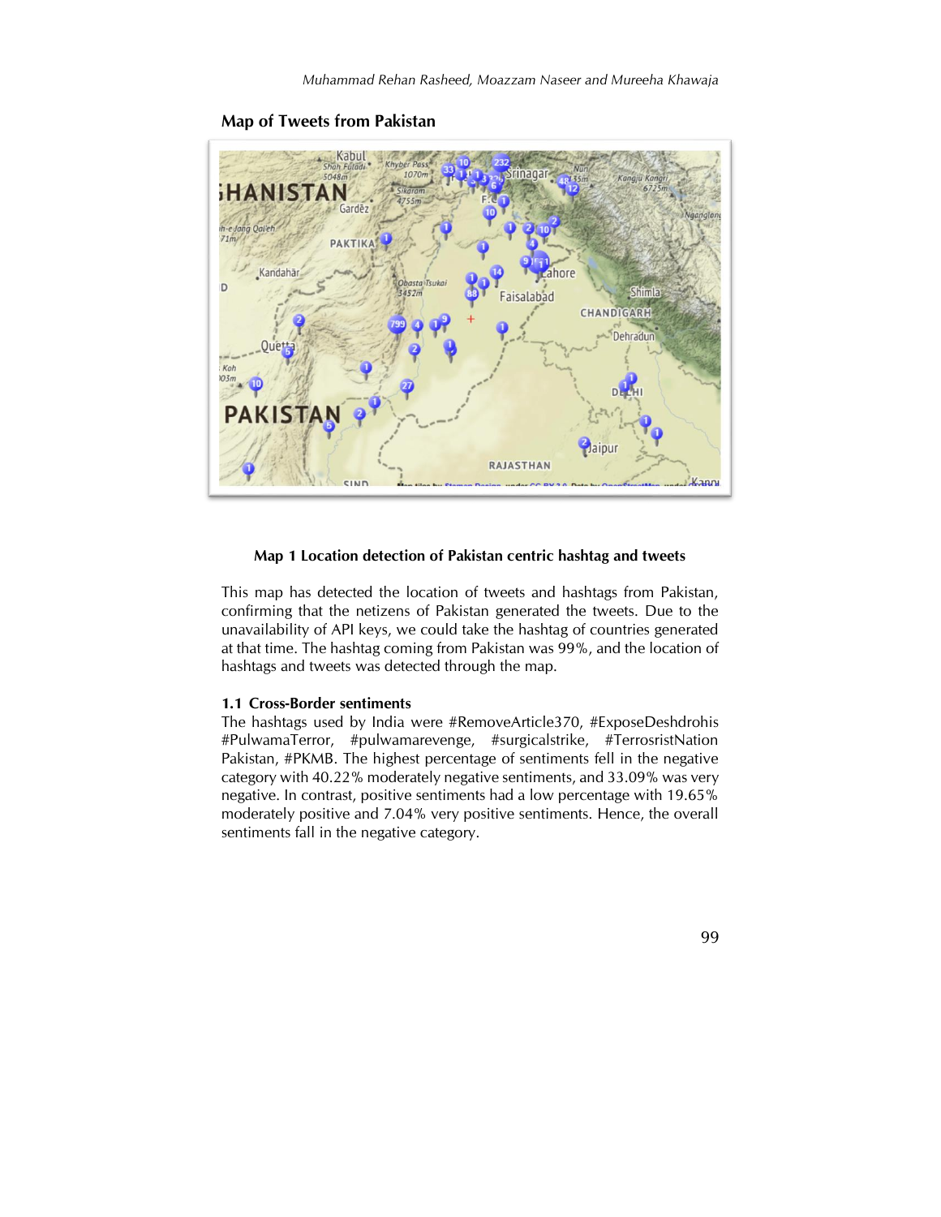**Map of Tweets from Pakistan**

**Map 1 Location detection of Pakistan centric hashtag and tweets**

This map has detected the location of tweets and hashtags from Pakistan, confirming that the netizens of Pakistan generated the tweets. Due to the unavailability of API keys, we could take the hashtag of countries generated at that time. The hashtag coming from Pakistan was 99%, and the location of hashtags and tweets was detected through the map.

### 1.1 Cross-Border sentiments

The hashtags used by India were #RemoveArticle370, #ExposeDeshdrohis #PulwamaTerror, #pulwamarevenge, #surgicalstrike, #TerrosristNation Pakistan, #PKMB. The highest percentage of sentiments fell in the negative category with 40.22% moderately negative sentiments, and 33.09% was very negative. In contrast, positive sentiments had a low percentage with 19.65% moderately positive and 7.04% very positive sentiments. Hence, the overall sentiments fall in the negative category.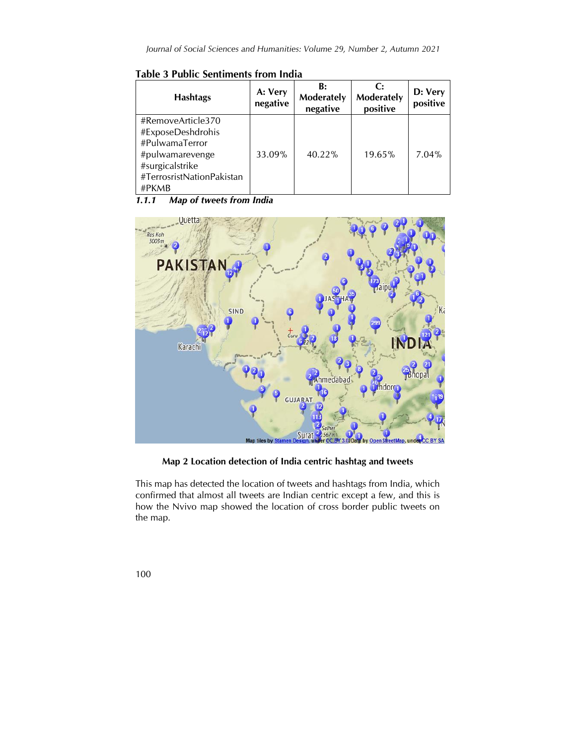**Table 3 Public Sentiments from India**

| Hashtags | A: Very negative | B: Moderately negative | C: Moderately positive | D: Very positive |
|---|---|---|---|---|
| #RemoveArticle370 #ExposeDeshdrohis #PulwamaTerror #pulwamarevenge #surgicalstrike #TerrosristNationPakistan #PKMB | 33.09% | 40.22% | 19.65% | 7.04% |

#### *1.1.1 Map of tweets from India*

**Map 2 Location detection of India centric hashtag and tweets**

This map has detected the location of tweets and hashtags from India, which confirmed that almost all tweets are Indian centric except a few, and this is how the Nvivo map showed the location of cross border public tweets on the map.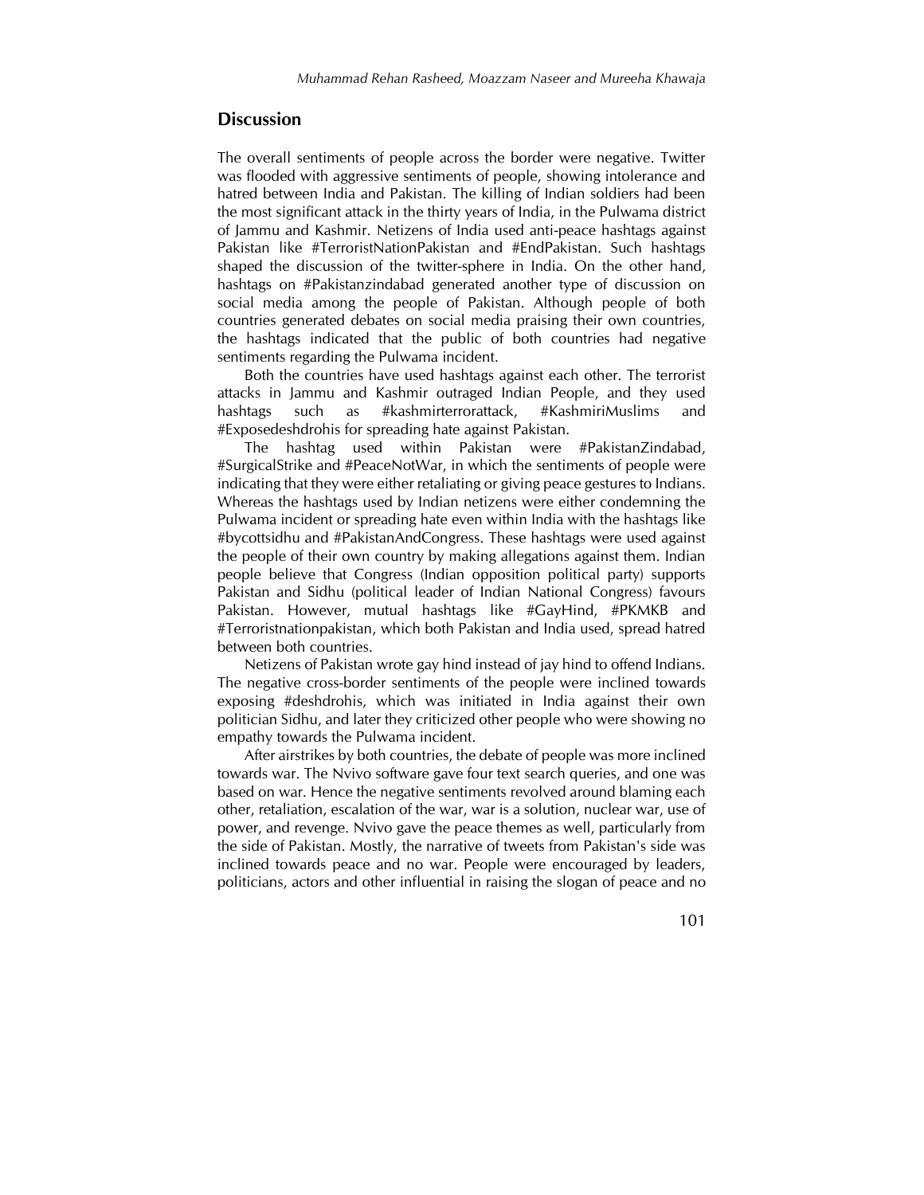## Discussion

The overall sentiments of people across the border were negative. Twitter was flooded with aggressive sentiments of people, showing intolerance and hatred between India and Pakistan. The killing of Indian soldiers had been the most significant attack in the thirty years of India, in the Pulwama district of Jammu and Kashmir. Netizens of India used anti-peace hashtags against Pakistan like #TerroristNationPakistan and #EndPakistan. Such hashtags shaped the discussion of the twitter-sphere in India. On the other hand, hashtags on #Pakistanzindabad generated another type of discussion on social media among the people of Pakistan. Although people of both countries generated debates on social media praising their own countries, the hashtags indicated that the public of both countries had negative sentiments regarding the Pulwama incident.

Both the countries have used hashtags against each other. The terrorist attacks in Jammu and Kashmir outraged Indian People, and they used hashtags such as #kashmirterrorattack, #KashmiriMuslims and #Exposedeshdrohis for spreading hate against Pakistan.

The hashtag used within Pakistan were #PakistanZindabad, #SurgicalStrike and #PeaceNotWar, in which the sentiments of people were indicating that they were either retaliating or giving peace gestures to Indians. Whereas the hashtags used by Indian netizens were either condemning the Pulwama incident or spreading hate even within India with the hashtags like #bycottsidhu and #PakistanAndCongress. These hashtags were used against the people of their own country by making allegations against them. Indian people believe that Congress (Indian opposition political party) supports Pakistan and Sidhu (political leader of Indian National Congress) favours Pakistan. However, mutual hashtags like #GayHind, #PKMKB and #Terroristnationpakistan, which both Pakistan and India used, spread hatred between both countries.

Netizens of Pakistan wrote gay hind instead of jay hind to offend Indians. The negative cross-border sentiments of the people were inclined towards exposing #deshdrohis, which was initiated in India against their own politician Sidhu, and later they criticized other people who were showing no empathy towards the Pulwama incident.

After airstrikes by both countries, the debate of people was more inclined towards war. The Nvivo software gave four text search queries, and one was based on war. Hence the negative sentiments revolved around blaming each other, retaliation, escalation of the war, war is a solution, nuclear war, use of power, and revenge. Nvivo gave the peace themes as well, particularly from the side of Pakistan. Mostly, the narrative of tweets from Pakistan's side was inclined towards peace and no war. People were encouraged by leaders, politicians, actors and other influential in raising the slogan of peace and no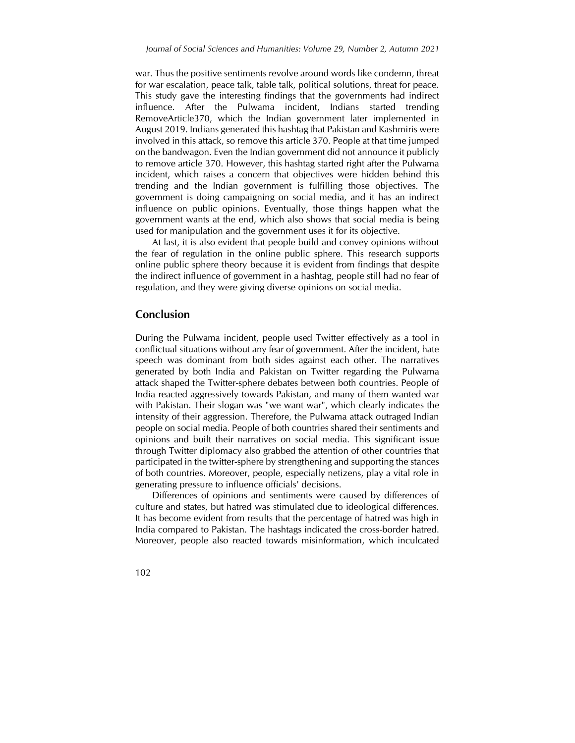war. Thus the positive sentiments revolve around words like condemn, threat for war escalation, peace talk, table talk, political solutions, threat for peace. This study gave the interesting findings that the governments had indirect influence. After the Pulwama incident, Indians started trending RemoveArticle370, which the Indian government later implemented in August 2019. Indians generated this hashtag that Pakistan and Kashmiris were involved in this attack, so remove this article 370. People at that time jumped on the bandwagon. Even the Indian government did not announce it publicly to remove article 370. However, this hashtag started right after the Pulwama incident, which raises a concern that objectives were hidden behind this trending and the Indian government is fulfilling those objectives. The government is doing campaigning on social media, and it has an indirect influence on public opinions. Eventually, those things happen what the government wants at the end, which also shows that social media is being used for manipulation and the government uses it for its objective.

At last, it is also evident that people build and convey opinions without the fear of regulation in the online public sphere. This research supports online public sphere theory because it is evident from findings that despite the indirect influence of government in a hashtag, people still had no fear of regulation, and they were giving diverse opinions on social media.

## Conclusion

During the Pulwama incident, people used Twitter effectively as a tool in conflictual situations without any fear of government. After the incident, hate speech was dominant from both sides against each other. The narratives generated by both India and Pakistan on Twitter regarding the Pulwama attack shaped the Twitter-sphere debates between both countries. People of India reacted aggressively towards Pakistan, and many of them wanted war with Pakistan. Their slogan was "we want war", which clearly indicates the intensity of their aggression. Therefore, the Pulwama attack outraged Indian people on social media. People of both countries shared their sentiments and opinions and built their narratives on social media. This significant issue through Twitter diplomacy also grabbed the attention of other countries that participated in the twitter-sphere by strengthening and supporting the stances of both countries. Moreover, people, especially netizens, play a vital role in generating pressure to influence officials' decisions.

Differences of opinions and sentiments were caused by differences of culture and states, but hatred was stimulated due to ideological differences. It has become evident from results that the percentage of hatred was high in India compared to Pakistan. The hashtags indicated the cross-border hatred. Moreover, people also reacted towards misinformation, which inculcated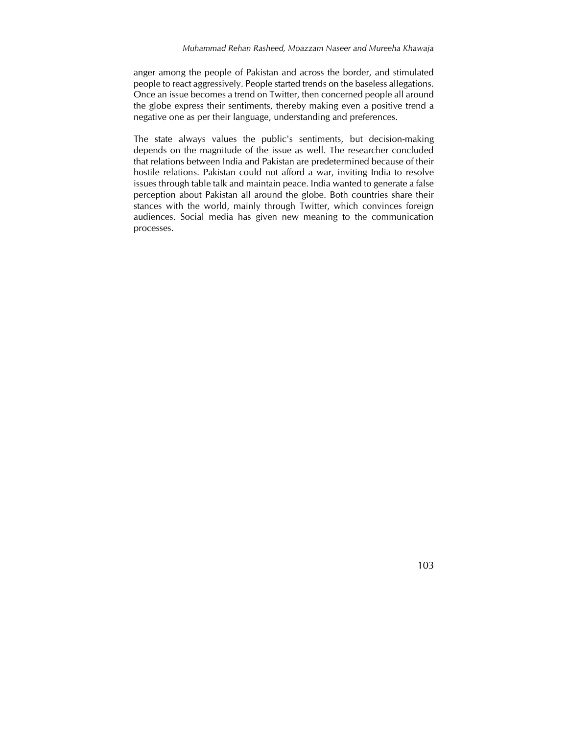anger among the people of Pakistan and across the border, and stimulated people to react aggressively. People started trends on the baseless allegations. Once an issue becomes a trend on Twitter, then concerned people all around the globe express their sentiments, thereby making even a positive trend a negative one as per their language, understanding and preferences.

The state always values the public's sentiments, but decision-making depends on the magnitude of the issue as well. The researcher concluded that relations between India and Pakistan are predetermined because of their hostile relations. Pakistan could not afford a war, inviting India to resolve issues through table talk and maintain peace. India wanted to generate a false perception about Pakistan all around the globe. Both countries share their stances with the world, mainly through Twitter, which convinces foreign audiences. Social media has given new meaning to the communication processes.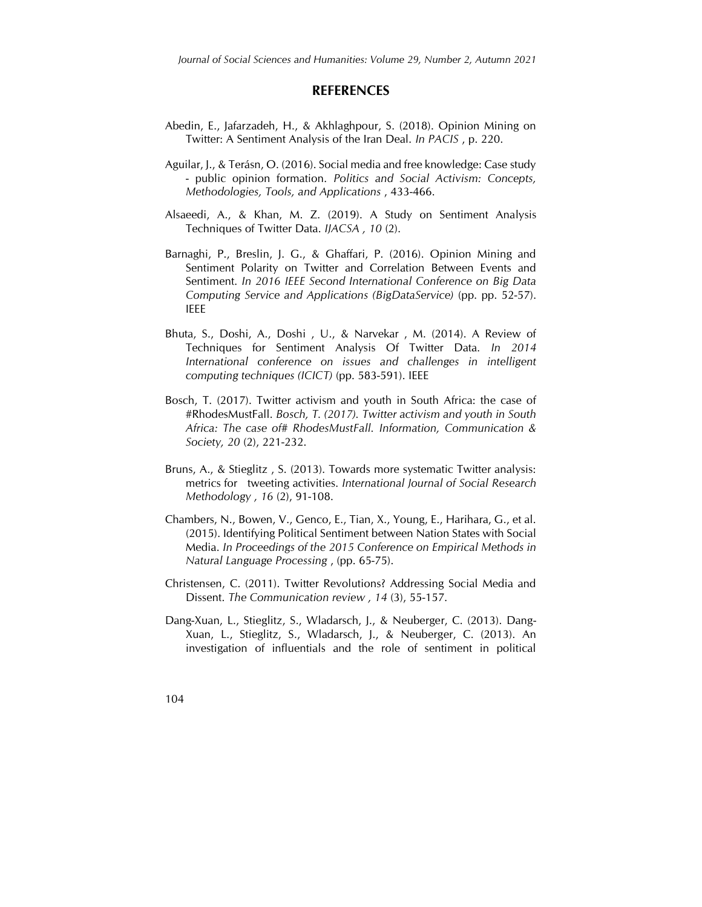## REFERENCES

Abedin, E., Jafarzadeh, H., & Akhlaghpour, S. (2018). Opinion Mining on Twitter: A Sentiment Analysis of the Iran Deal. *In PACIS* , p. 220.

Aguilar, J., & Terásn, O. (2016). Social media and free knowledge: Case study - public opinion formation. *Politics and Social Activism: Concepts, Methodologies, Tools, and Applications* , 433-466.

Alsaeedi, A., & Khan, M. Z. (2019). A Study on Sentiment Analysis Techniques of Twitter Data. *IJACSA , 10* (2).

Barnaghi, P., Breslin, J. G., & Ghaffari, P. (2016). Opinion Mining and Sentiment Polarity on Twitter and Correlation Between Events and Sentiment. *In 2016 IEEE Second International Conference on Big Data Computing Service and Applications (BigDataService)* (pp. pp. 52-57). IEEE

Bhuta, S., Doshi, A., Doshi , U., & Narvekar , M. (2014). A Review of Techniques for Sentiment Analysis Of Twitter Data. *In 2014 International conference on issues and challenges in intelligent computing techniques (ICICT)* (pp. 583-591). IEEE

Bosch, T. (2017). Twitter activism and youth in South Africa: the case of #RhodesMustFall. *Bosch, T. (2017). Twitter activism and youth in South Africa: The case of# RhodesMustFall. Information, Communication & Society, 20* (2), 221-232.

Bruns, A., & Stieglitz , S. (2013). Towards more systematic Twitter analysis: metrics for tweeting activities. *International Journal of Social Research Methodology , 16* (2), 91-108.

Chambers, N., Bowen, V., Genco, E., Tian, X., Young, E., Harihara, G., et al. (2015). Identifying Political Sentiment between Nation States with Social Media. *In Proceedings of the 2015 Conference on Empirical Methods in Natural Language Processing* , (pp. 65-75).

Christensen, C. (2011). Twitter Revolutions? Addressing Social Media and Dissent. *The Communication review , 14* (3), 55-157.

Dang-Xuan, L., Stieglitz, S., Wladarsch, J., & Neuberger, C. (2013). Dang-Xuan, L., Stieglitz, S., Wladarsch, J., & Neuberger, C. (2013). An investigation of influentials and the role of sentiment in political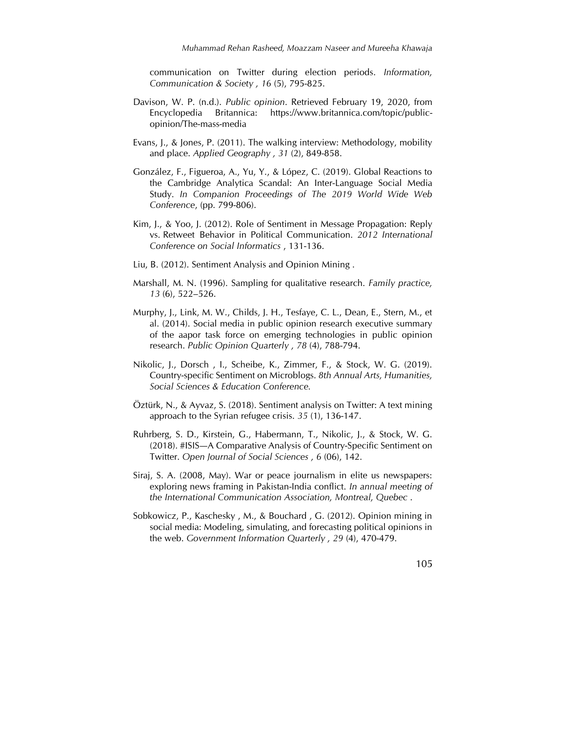communication on Twitter during election periods. *Information, Communication & Society , 16* (5), 795-825.

Davison, W. P. (n.d.). *Public opinion*. Retrieved February 19, 2020, from Encyclopedia Britannica: https://www.britannica.com/topic/public-opinion/The-mass-media

Evans, J., & Jones, P. (2011). The walking interview: Methodology, mobility and place. *Applied Geography , 31* (2), 849-858.

González, F., Figueroa, A., Yu, Y., & López, C. (2019). Global Reactions to the Cambridge Analytica Scandal: An Inter-Language Social Media Study. *In Companion Proceedings of The 2019 World Wide Web Conference*, (pp. 799-806).

Kim, J., & Yoo, J. (2012). Role of Sentiment in Message Propagation: Reply vs. Retweet Behavior in Political Communication. *2012 International Conference on Social Informatics* , 131-136.

Liu, B. (2012). Sentiment Analysis and Opinion Mining .

Marshall, M. N. (1996). Sampling for qualitative research. *Family practice, 13* (6), 522–526.

Murphy, J., Link, M. W., Childs, J. H., Tesfaye, C. L., Dean, E., Stern, M., et al. (2014). Social media in public opinion research executive summary of the aapor task force on emerging technologies in public opinion research. *Public Opinion Quarterly , 78* (4), 788-794.

Nikolic, J., Dorsch , I., Scheibe, K., Zimmer, F., & Stock, W. G. (2019). Country-specific Sentiment on Microblogs. *8th Annual Arts, Humanities, Social Sciences & Education Conference.*

Öztürk, N., & Ayvaz, S. (2018). Sentiment analysis on Twitter: A text mining approach to the Syrian refugee crisis. *35* (1), 136-147.

Ruhrberg, S. D., Kirstein, G., Habermann, T., Nikolic, J., & Stock, W. G. (2018). #ISIS—A Comparative Analysis of Country-Specific Sentiment on Twitter. *Open Journal of Social Sciences ,* 6 (06), 142.

Siraj, S. A. (2008, May). War or peace journalism in elite us newspapers: exploring news framing in Pakistan-India conflict. *In annual meeting of the International Communication Association, Montreal, Quebec* .

Sobkowicz, P., Kaschesky , M., & Bouchard , G. (2012). Opinion mining in social media: Modeling, simulating, and forecasting political opinions in the web. *Government Information Quarterly , 29* (4), 470-479.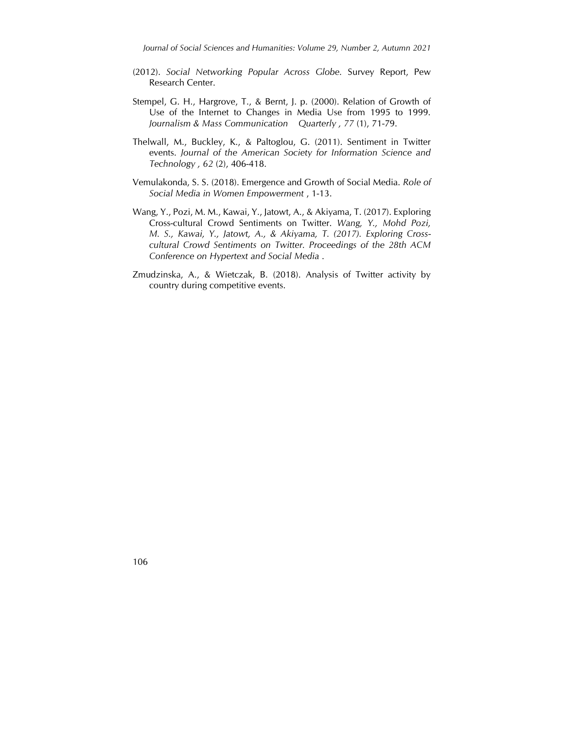(2012). *Social Networking Popular Across Globe*. Survey Report, Pew Research Center.

Stempel, G. H., Hargrove, T., & Bernt, J. p. (2000). Relation of Growth of Use of the Internet to Changes in Media Use from 1995 to 1999. *Journalism & Mass Communication Quarterly , 77* (1), 71-79.

Thelwall, M., Buckley, K., & Paltoglou, G. (2011). Sentiment in Twitter events. *Journal of the American Society for Information Science and Technology , 62* (2), 406-418.

Vemulakonda, S. S. (2018). Emergence and Growth of Social Media. *Role of Social Media in Women Empowerment* , 1-13.

Wang, Y., Pozi, M. M., Kawai, Y., Jatowt, A., & Akiyama, T. (2017). Exploring Cross-cultural Crowd Sentiments on Twitter. *Wang, Y., Mohd Pozi, M. S., Kawai, Y., Jatowt, A., & Akiyama, T. (2017). Exploring Cross-cultural Crowd Sentiments on Twitter. Proceedings of the 28th ACM Conference on Hypertext and Social Media* .

Zmudzinska, A., & Wietczak, B. (2018). Analysis of Twitter activity by country during competitive events.